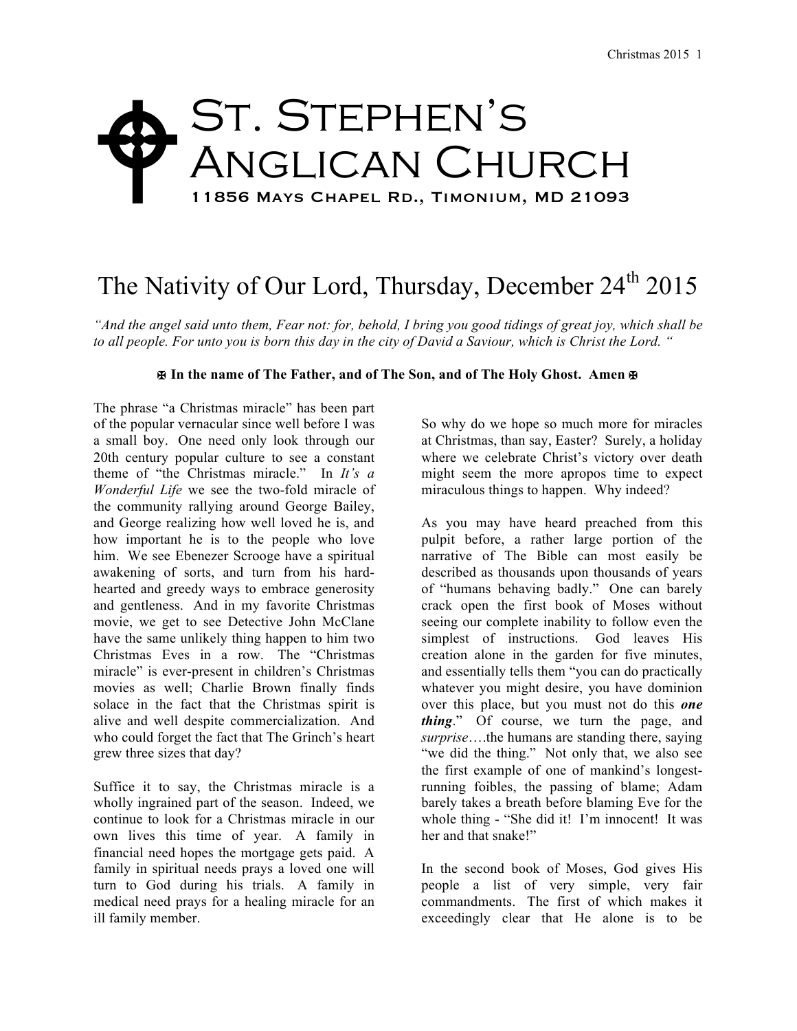# St. Stephen's Anglican Church

11856 Mays Chapel Rd., Timonium, MD 21093

## The Nativity of Our Lord, Thursday, December 24th 2015

*"And the angel said unto them, Fear not: for, behold, I bring you good tidings of great joy, which shall be to all people. For unto you is born this day in the city of David a Saviour, which is Christ the Lord. "*

**✠ In the name of The Father, and of The Son, and of The Holy Ghost. Amen ✠**

The phrase "a Christmas miracle" has been part of the popular vernacular since well before I was a small boy. One need only look through our 20th century popular culture to see a constant theme of "the Christmas miracle." In *It's a Wonderful Life* we see the two-fold miracle of the community rallying around George Bailey, and George realizing how well loved he is, and how important he is to the people who love him. We see Ebenezer Scrooge have a spiritual awakening of sorts, and turn from his hard-hearted and greedy ways to embrace generosity and gentleness. And in my favorite Christmas movie, we get to see Detective John McClane have the same unlikely thing happen to him two Christmas Eves in a row. The "Christmas miracle" is ever-present in children's Christmas movies as well; Charlie Brown finally finds solace in the fact that the Christmas spirit is alive and well despite commercialization. And who could forget the fact that The Grinch's heart grew three sizes that day?

Suffice it to say, the Christmas miracle is a wholly ingrained part of the season. Indeed, we continue to look for a Christmas miracle in our own lives this time of year. A family in financial need hopes the mortgage gets paid. A family in spiritual needs prays a loved one will turn to God during his trials. A family in medical need prays for a healing miracle for an ill family member.

So why do we hope so much more for miracles at Christmas, than say, Easter? Surely, a holiday where we celebrate Christ's victory over death might seem the more apropos time to expect miraculous things to happen. Why indeed?

As you may have heard preached from this pulpit before, a rather large portion of the narrative of The Bible can most easily be described as thousands upon thousands of years of "humans behaving badly." One can barely crack open the first book of Moses without seeing our complete inability to follow even the simplest of instructions. God leaves His creation alone in the garden for five minutes, and essentially tells them "you can do practically whatever you might desire, you have dominion over this place, but you must not do this ***one thing***." Of course, we turn the page, and *surprise*….the humans are standing there, saying "we did the thing." Not only that, we also see the first example of one of mankind's longest-running foibles, the passing of blame; Adam barely takes a breath before blaming Eve for the whole thing - "She did it! I'm innocent! It was her and that snake!"

In the second book of Moses, God gives His people a list of very simple, very fair commandments. The first of which makes it exceedingly clear that He alone is to be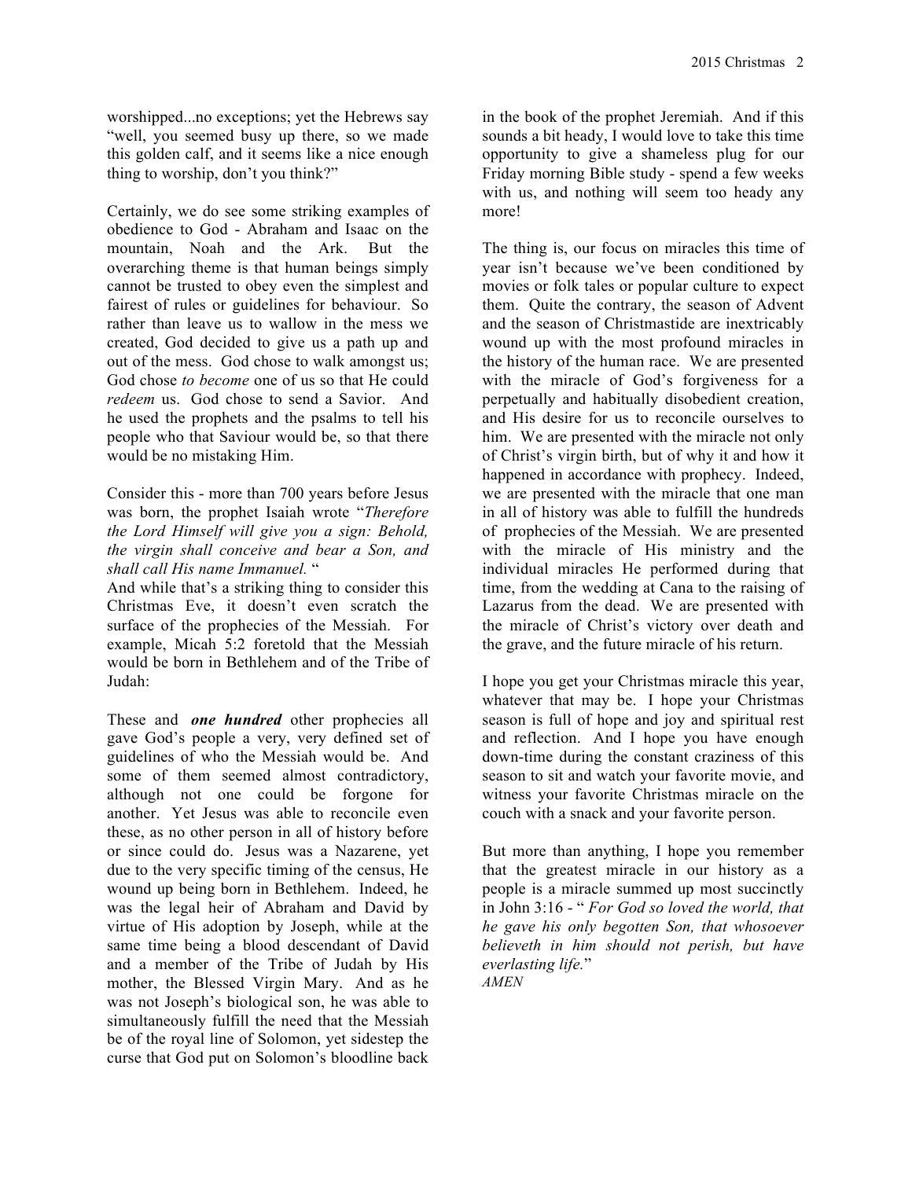worshipped...no exceptions; yet the Hebrews say "well, you seemed busy up there, so we made this golden calf, and it seems like a nice enough thing to worship, don't you think?"

Certainly, we do see some striking examples of obedience to God - Abraham and Isaac on the mountain, Noah and the Ark. But the overarching theme is that human beings simply cannot be trusted to obey even the simplest and fairest of rules or guidelines for behaviour. So rather than leave us to wallow in the mess we created, God decided to give us a path up and out of the mess. God chose to walk amongst us; God chose *to become* one of us so that He could *redeem* us. God chose to send a Savior. And he used the prophets and the psalms to tell his people who that Saviour would be, so that there would be no mistaking Him.

Consider this - more than 700 years before Jesus was born, the prophet Isaiah wrote "*Therefore the Lord Himself will give you a sign: Behold, the virgin shall conceive and bear a Son, and shall call His name Immanuel.* "
And while that's a striking thing to consider this Christmas Eve, it doesn't even scratch the surface of the prophecies of the Messiah. For example, Micah 5:2 foretold that the Messiah would be born in Bethlehem and of the Tribe of Judah:

These and ***one hundred*** other prophecies all gave God's people a very, very defined set of guidelines of who the Messiah would be. And some of them seemed almost contradictory, although not one could be forgone for another. Yet Jesus was able to reconcile even these, as no other person in all of history before or since could do. Jesus was a Nazarene, yet due to the very specific timing of the census, He wound up being born in Bethlehem. Indeed, he was the legal heir of Abraham and David by virtue of His adoption by Joseph, while at the same time being a blood descendant of David and a member of the Tribe of Judah by His mother, the Blessed Virgin Mary. And as he was not Joseph's biological son, he was able to simultaneously fulfill the need that the Messiah be of the royal line of Solomon, yet sidestep the curse that God put on Solomon's bloodline back in the book of the prophet Jeremiah. And if this sounds a bit heady, I would love to take this time opportunity to give a shameless plug for our Friday morning Bible study - spend a few weeks with us, and nothing will seem too heady any more!

The thing is, our focus on miracles this time of year isn't because we've been conditioned by movies or folk tales or popular culture to expect them. Quite the contrary, the season of Advent and the season of Christmastide are inextricably wound up with the most profound miracles in the history of the human race. We are presented with the miracle of God's forgiveness for a perpetually and habitually disobedient creation, and His desire for us to reconcile ourselves to him. We are presented with the miracle not only of Christ's virgin birth, but of why it and how it happened in accordance with prophecy. Indeed, we are presented with the miracle that one man in all of history was able to fulfill the hundreds of prophecies of the Messiah. We are presented with the miracle of His ministry and the individual miracles He performed during that time, from the wedding at Cana to the raising of Lazarus from the dead. We are presented with the miracle of Christ's victory over death and the grave, and the future miracle of his return.

I hope you get your Christmas miracle this year, whatever that may be. I hope your Christmas season is full of hope and joy and spiritual rest and reflection. And I hope you have enough down-time during the constant craziness of this season to sit and watch your favorite movie, and witness your favorite Christmas miracle on the couch with a snack and your favorite person.

But more than anything, I hope you remember that the greatest miracle in our history as a people is a miracle summed up most succinctly in John 3:16 - " *For God so loved the world, that he gave his only begotten Son, that whosoever believeth in him should not perish, but have everlasting life.*"
*AMEN*